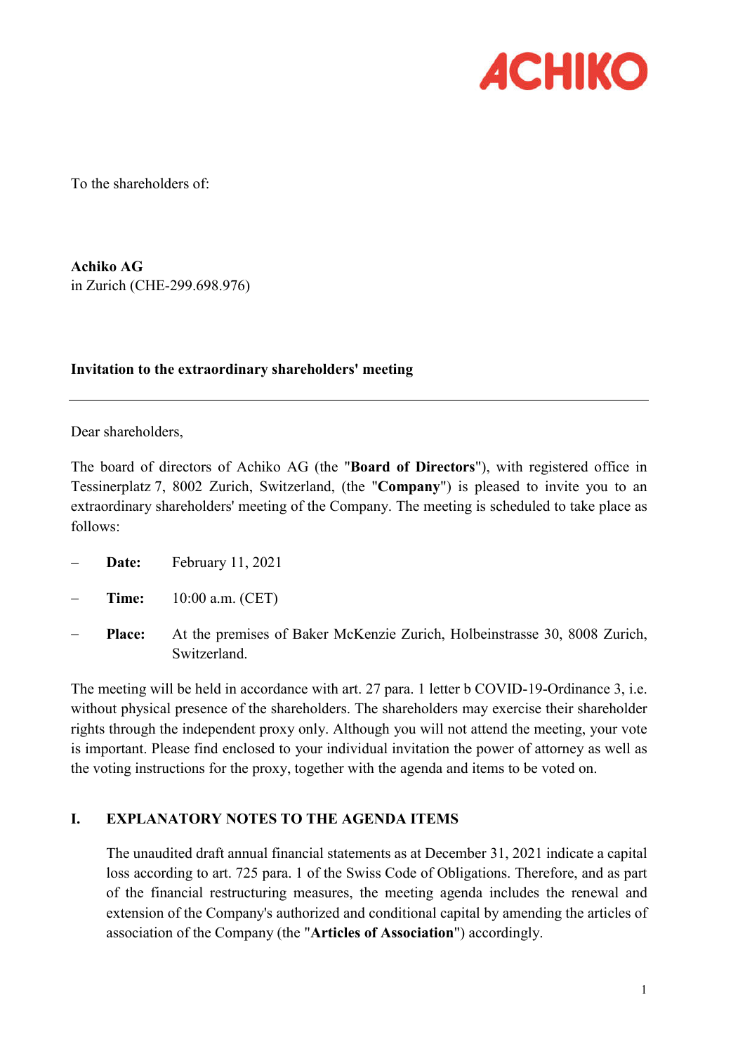ACHIKO

To the shareholders of:

**Achiko AG**
in Zurich (CHE-299.698.976)

**Invitation to the extraordinary shareholders' meeting**

---

Dear shareholders,

The board of directors of Achiko AG (the "**Board of Directors**"), with registered office in Tessinerplatz 7, 8002 Zurich, Switzerland, (the "**Company**") is pleased to invite you to an extraordinary shareholders' meeting of the Company. The meeting is scheduled to take place as follows:

- **Date:** February 11, 2021
- **Time:** 10:00 a.m. (CET)
- **Place:** At the premises of Baker McKenzie Zurich, Holbeinstrasse 30, 8008 Zurich, Switzerland.

The meeting will be held in accordance with art. 27 para. 1 letter b COVID-19-Ordinance 3, i.e. without physical presence of the shareholders. The shareholders may exercise their shareholder rights through the independent proxy only. Although you will not attend the meeting, your vote is important. Please find enclosed to your individual invitation the power of attorney as well as the voting instructions for the proxy, together with the agenda and items to be voted on.

## I. EXPLANATORY NOTES TO THE AGENDA ITEMS

The unaudited draft annual financial statements as at December 31, 2021 indicate a capital loss according to art. 725 para. 1 of the Swiss Code of Obligations. Therefore, and as part of the financial restructuring measures, the meeting agenda includes the renewal and extension of the Company's authorized and conditional capital by amending the articles of association of the Company (the "**Articles of Association**") accordingly.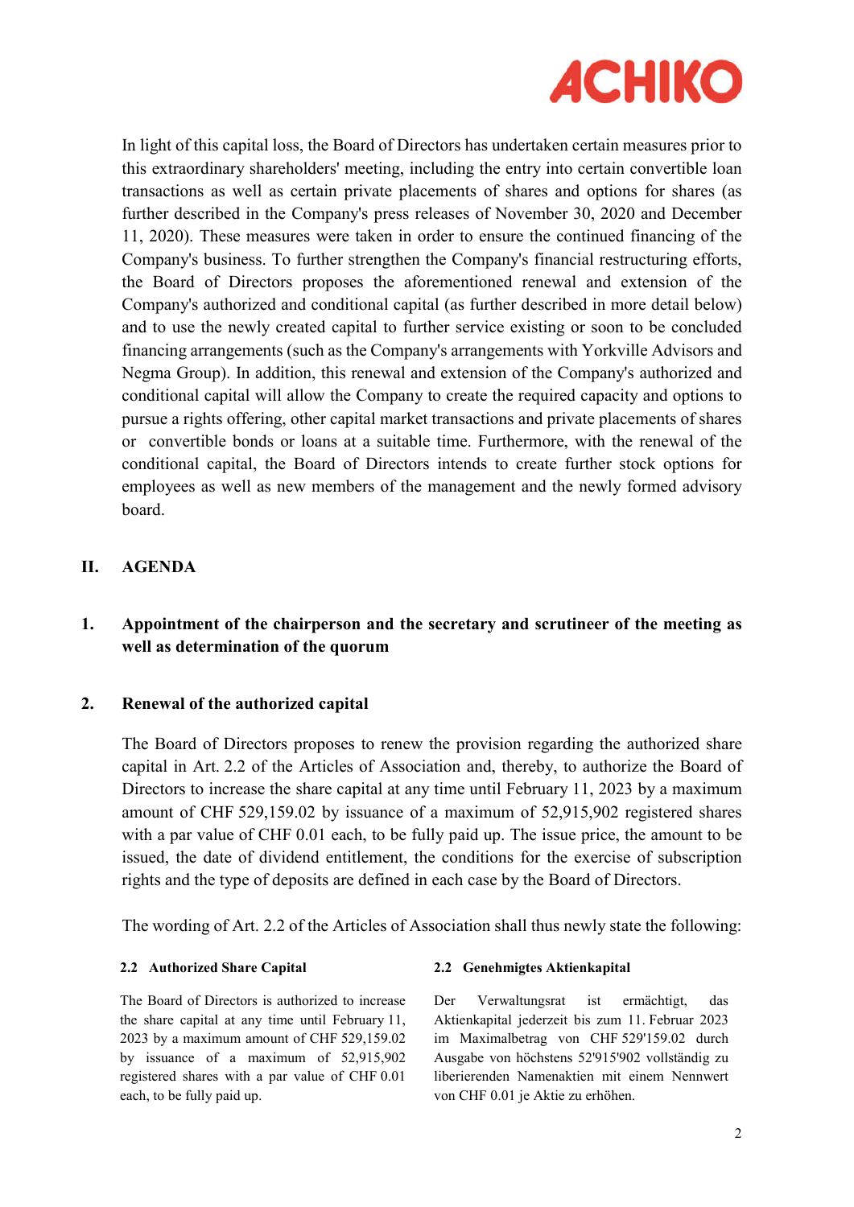In light of this capital loss, the Board of Directors has undertaken certain measures prior to this extraordinary shareholders' meeting, including the entry into certain convertible loan transactions as well as certain private placements of shares and options for shares (as further described in the Company's press releases of November 30, 2020 and December 11, 2020). These measures were taken in order to ensure the continued financing of the Company's business. To further strengthen the Company's financial restructuring efforts, the Board of Directors proposes the aforementioned renewal and extension of the Company's authorized and conditional capital (as further described in more detail below) and to use the newly created capital to further service existing or soon to be concluded financing arrangements (such as the Company's arrangements with Yorkville Advisors and Negma Group). In addition, this renewal and extension of the Company's authorized and conditional capital will allow the Company to create the required capacity and options to pursue a rights offering, other capital market transactions and private placements of shares or convertible bonds or loans at a suitable time. Furthermore, with the renewal of the conditional capital, the Board of Directors intends to create further stock options for employees as well as new members of the management and the newly formed advisory board.

## II. AGENDA

### 1. Appointment of the chairperson and the secretary and scrutineer of the meeting as well as determination of the quorum

### 2. Renewal of the authorized capital

The Board of Directors proposes to renew the provision regarding the authorized share capital in Art. 2.2 of the Articles of Association and, thereby, to authorize the Board of Directors to increase the share capital at any time until February 11, 2023 by a maximum amount of CHF 529,159.02 by issuance of a maximum of 52,915,902 registered shares with a par value of CHF 0.01 each, to be fully paid up. The issue price, the amount to be issued, the date of dividend entitlement, the conditions for the exercise of subscription rights and the type of deposits are defined in each case by the Board of Directors.

The wording of Art. 2.2 of the Articles of Association shall thus newly state the following:

**2.2 Authorized Share Capital**

The Board of Directors is authorized to increase the share capital at any time until February 11, 2023 by a maximum amount of CHF 529,159.02 by issuance of a maximum of 52,915,902 registered shares with a par value of CHF 0.01 each, to be fully paid up.

**2.2 Genehmigtes Aktienkapital**

Der Verwaltungsrat ist ermächtigt, das Aktienkapital jederzeit bis zum 11. Februar 2023 im Maximalbetrag von CHF 529'159.02 durch Ausgabe von höchstens 52'915'902 vollständig zu liberierenden Namenaktien mit einem Nennwert von CHF 0.01 je Aktie zu erhöhen.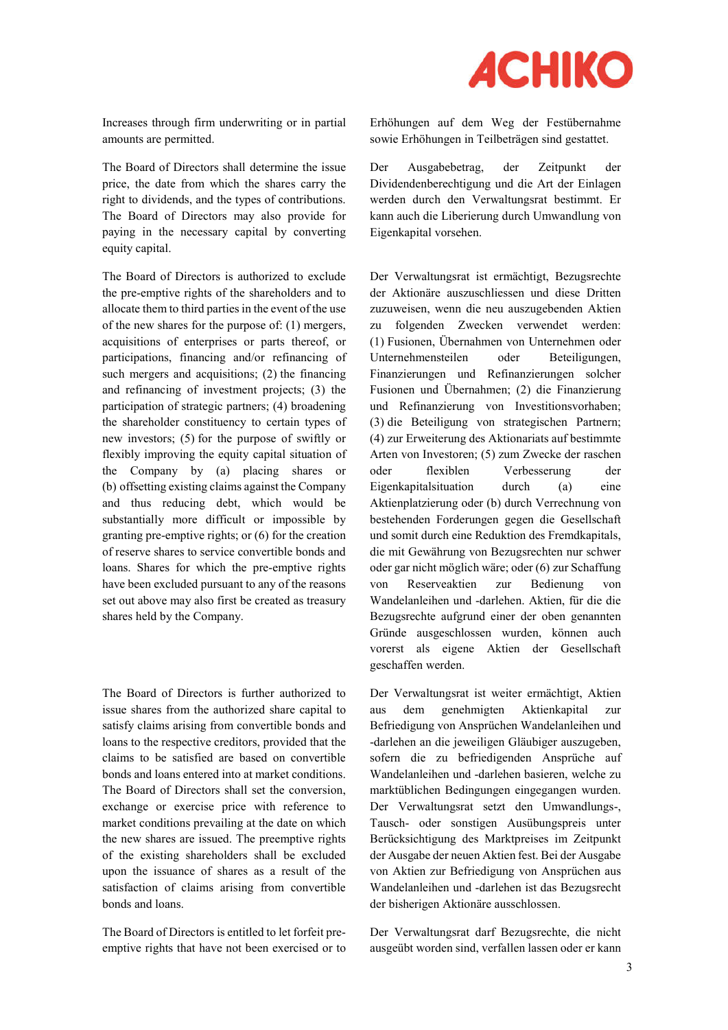Increases through firm underwriting or in partial amounts are permitted.

Erhöhungen auf dem Weg der Festübernahme sowie Erhöhungen in Teilbeträgen sind gestattet.

The Board of Directors shall determine the issue price, the date from which the shares carry the right to dividends, and the types of contributions. The Board of Directors may also provide for paying in the necessary capital by converting equity capital.

Der Ausgabebetrag, der Zeitpunkt der Dividendenberechtigung und die Art der Einlagen werden durch den Verwaltungsrat bestimmt. Er kann auch die Liberierung durch Umwandlung von Eigenkapital vorsehen.

The Board of Directors is authorized to exclude the pre-emptive rights of the shareholders and to allocate them to third parties in the event of the use of the new shares for the purpose of: (1) mergers, acquisitions of enterprises or parts thereof, or participations, financing and/or refinancing of such mergers and acquisitions; (2) the financing and refinancing of investment projects; (3) the participation of strategic partners; (4) broadening the shareholder constituency to certain types of new investors; (5) for the purpose of swiftly or flexibly improving the equity capital situation of the Company by (a) placing shares or (b) offsetting existing claims against the Company and thus reducing debt, which would be substantially more difficult or impossible by granting pre-emptive rights; or (6) for the creation of reserve shares to service convertible bonds and loans. Shares for which the pre-emptive rights have been excluded pursuant to any of the reasons set out above may also first be created as treasury shares held by the Company.

Der Verwaltungsrat ist ermächtigt, Bezugsrechte der Aktionäre auszuschliessen und diese Dritten zuzuweisen, wenn die neu auszugebenden Aktien zu folgenden Zwecken verwendet werden: (1) Fusionen, Übernahmen von Unternehmen oder Unternehmensteilen oder Beteiligungen, Finanzierungen und Refinanzierungen solcher Fusionen und Übernahmen; (2) die Finanzierung und Refinanzierung von Investitionsvorhaben; (3) die Beteiligung von strategischen Partnern; (4) zur Erweiterung des Aktionariats auf bestimmte Arten von Investoren; (5) zum Zwecke der raschen oder flexiblen Verbesserung der Eigenkapitalsituation durch (a) eine Aktienplatzierung oder (b) durch Verrechnung von bestehenden Forderungen gegen die Gesellschaft und somit durch eine Reduktion des Fremdkapitals, die mit Gewährung von Bezugsrechten nur schwer oder gar nicht möglich wäre; oder (6) zur Schaffung von Reserveaktien zur Bedienung von Wandelanleihen und -darlehen. Aktien, für die die Bezugsrechte aufgrund einer der oben genannten Gründe ausgeschlossen wurden, können auch vorerst als eigene Aktien der Gesellschaft geschaffen werden.

The Board of Directors is further authorized to issue shares from the authorized share capital to satisfy claims arising from convertible bonds and loans to the respective creditors, provided that the claims to be satisfied are based on convertible bonds and loans entered into at market conditions. The Board of Directors shall set the conversion, exchange or exercise price with reference to market conditions prevailing at the date on which the new shares are issued. The preemptive rights of the existing shareholders shall be excluded upon the issuance of shares as a result of the satisfaction of claims arising from convertible bonds and loans.

Der Verwaltungsrat ist weiter ermächtigt, Aktien aus dem genehmigten Aktienkapital zur Befriedigung von Ansprüchen Wandelanleihen und -darlehen an die jeweiligen Gläubiger auszugeben, sofern die zu befriedigenden Ansprüche auf Wandelanleihen und -darlehen basieren, welche zu marktüblichen Bedingungen eingegangen wurden. Der Verwaltungsrat setzt den Umwandlungs-, Tausch- oder sonstigen Ausübungspreis unter Berücksichtigung des Marktpreises im Zeitpunkt der Ausgabe der neuen Aktien fest. Bei der Ausgabe von Aktien zur Befriedigung von Ansprüchen aus Wandelanleihen und -darlehen ist das Bezugsrecht der bisherigen Aktionäre ausschlossen.

The Board of Directors is entitled to let forfeit pre-emptive rights that have not been exercised or to

Der Verwaltungsrat darf Bezugsrechte, die nicht ausgeübt worden sind, verfallen lassen oder er kann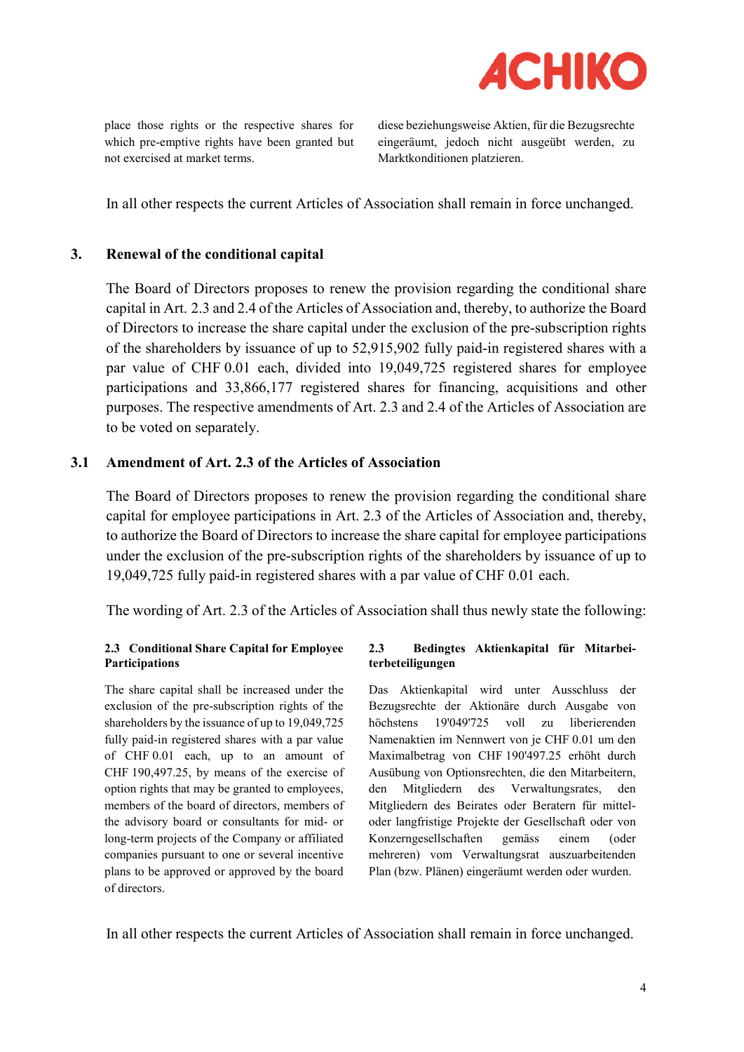| | |
|---|---|
| place those rights or the respective shares for which pre-emptive rights have been granted but not exercised at market terms. | diese beziehungsweise Aktien, für die Bezugsrechte eingeräumt, jedoch nicht ausgeübt werden, zu Marktkonditionen platzieren. |

In all other respects the current Articles of Association shall remain in force unchanged.

## 3. Renewal of the conditional capital

The Board of Directors proposes to renew the provision regarding the conditional share capital in Art. 2.3 and 2.4 of the Articles of Association and, thereby, to authorize the Board of Directors to increase the share capital under the exclusion of the pre-subscription rights of the shareholders by issuance of up to 52,915,902 fully paid-in registered shares with a par value of CHF 0.01 each, divided into 19,049,725 registered shares for employee participations and 33,866,177 registered shares for financing, acquisitions and other purposes. The respective amendments of Art. 2.3 and 2.4 of the Articles of Association are to be voted on separately.

### 3.1 Amendment of Art. 2.3 of the Articles of Association

The Board of Directors proposes to renew the provision regarding the conditional share capital for employee participations in Art. 2.3 of the Articles of Association and, thereby, to authorize the Board of Directors to increase the share capital for employee participations under the exclusion of the pre-subscription rights of the shareholders by issuance of up to 19,049,725 fully paid-in registered shares with a par value of CHF 0.01 each.

The wording of Art. 2.3 of the Articles of Association shall thus newly state the following:

| **2.3 Conditional Share Capital for Employee Participations** | **2.3 Bedingtes Aktienkapital für Mitarbeiterbeteiligungen** |
|---|---|
| The share capital shall be increased under the exclusion of the pre-subscription rights of the shareholders by the issuance of up to 19,049,725 fully paid-in registered shares with a par value of CHF 0.01 each, up to an amount of CHF 190,497.25, by means of the exercise of option rights that may be granted to employees, members of the board of directors, members of the advisory board or consultants for mid- or long-term projects of the Company or affiliated companies pursuant to one or several incentive plans to be approved or approved by the board of directors. | Das Aktienkapital wird unter Ausschluss der Bezugsrechte der Aktionäre durch Ausgabe von höchstens 19'049'725 voll zu liberierenden Namenaktien im Nennwert von je CHF 0.01 um den Maximalbetrag von CHF 190'497.25 erhöht durch Ausübung von Optionsrechten, die den Mitarbeitern, den Mitgliedern des Verwaltungsrates, den Mitgliedern des Beirates oder Beratern für mittel- oder langfristige Projekte der Gesellschaft oder von Konzerngesellschaften gemäss einem (oder mehreren) vom Verwaltungsrat auszuarbeitenden Plan (bzw. Plänen) eingeräumt werden oder wurden. |

In all other respects the current Articles of Association shall remain in force unchanged.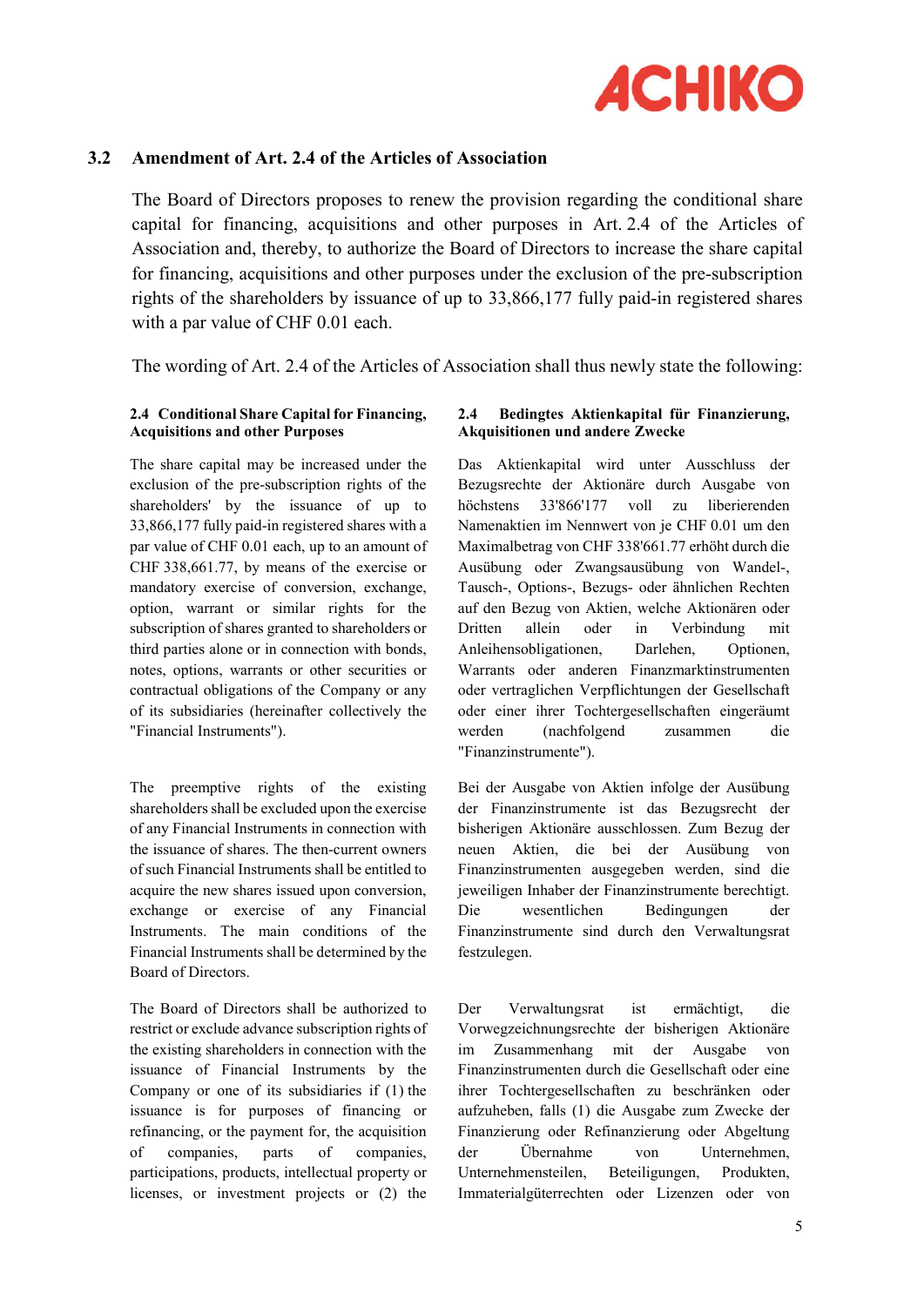## 3.2 Amendment of Art. 2.4 of the Articles of Association

The Board of Directors proposes to renew the provision regarding the conditional share capital for financing, acquisitions and other purposes in Art. 2.4 of the Articles of Association and, thereby, to authorize the Board of Directors to increase the share capital for financing, acquisitions and other purposes under the exclusion of the pre-subscription rights of the shareholders by issuance of up to 33,866,177 fully paid-in registered shares with a par value of CHF 0.01 each.

The wording of Art. 2.4 of the Articles of Association shall thus newly state the following:

**2.4 Conditional Share Capital for Financing, Acquisitions and other Purposes**

The share capital may be increased under the exclusion of the pre-subscription rights of the shareholders' by the issuance of up to 33,866,177 fully paid-in registered shares with a par value of CHF 0.01 each, up to an amount of CHF 338,661.77, by means of the exercise or mandatory exercise of conversion, exchange, option, warrant or similar rights for the subscription of shares granted to shareholders or third parties alone or in connection with bonds, notes, options, warrants or other securities or contractual obligations of the Company or any of its subsidiaries (hereinafter collectively the "Financial Instruments").

The preemptive rights of the existing shareholders shall be excluded upon the exercise of any Financial Instruments in connection with the issuance of shares. The then-current owners of such Financial Instruments shall be entitled to acquire the new shares issued upon conversion, exchange or exercise of any Financial Instruments. The main conditions of the Financial Instruments shall be determined by the Board of Directors.

The Board of Directors shall be authorized to restrict or exclude advance subscription rights of the existing shareholders in connection with the issuance of Financial Instruments by the Company or one of its subsidiaries if (1) the issuance is for purposes of financing or refinancing, or the payment for, the acquisition of companies, parts of companies, participations, products, intellectual property or licenses, or investment projects or (2) the

**2.4 Bedingtes Aktienkapital für Finanzierung, Akquisitionen und andere Zwecke**

Das Aktienkapital wird unter Ausschluss der Bezugsrechte der Aktionäre durch Ausgabe von höchstens 33'866'177 voll zu liberierenden Namenaktien im Nennwert von je CHF 0.01 um den Maximalbetrag von CHF 338'661.77 erhöht durch die Ausübung oder Zwangsausübung von Wandel-, Tausch-, Options-, Bezugs- oder ähnlichen Rechten auf den Bezug von Aktien, welche Aktionären oder Dritten allein oder in Verbindung mit Anleihensobligationen, Darlehen, Optionen, Warrants oder anderen Finanzmarktinstrumenten oder vertraglichen Verpflichtungen der Gesellschaft oder einer ihrer Tochtergesellschaften eingeräumt werden (nachfolgend zusammen die "Finanzinstrumente").

Bei der Ausgabe von Aktien infolge der Ausübung der Finanzinstrumente ist das Bezugsrecht der bisherigen Aktionäre ausschlossen. Zum Bezug der neuen Aktien, die bei der Ausübung von Finanzinstrumenten ausgegeben werden, sind die jeweiligen Inhaber der Finanzinstrumente berechtigt. Die wesentlichen Bedingungen der Finanzinstrumente sind durch den Verwaltungsrat festzulegen.

Der Verwaltungsrat ist ermächtigt, die Vorwegzeichnungsrechte der bisherigen Aktionäre im Zusammenhang mit der Ausgabe von Finanzinstrumenten durch die Gesellschaft oder eine ihrer Tochtergesellschaften zu beschränken oder aufzuheben, falls (1) die Ausgabe zum Zwecke der Finanzierung oder Refinanzierung oder Abgeltung der Übernahme von Unternehmen, Unternehmensteilen, Beteiligungen, Produkten, Immaterialgüterrechten oder Lizenzen oder von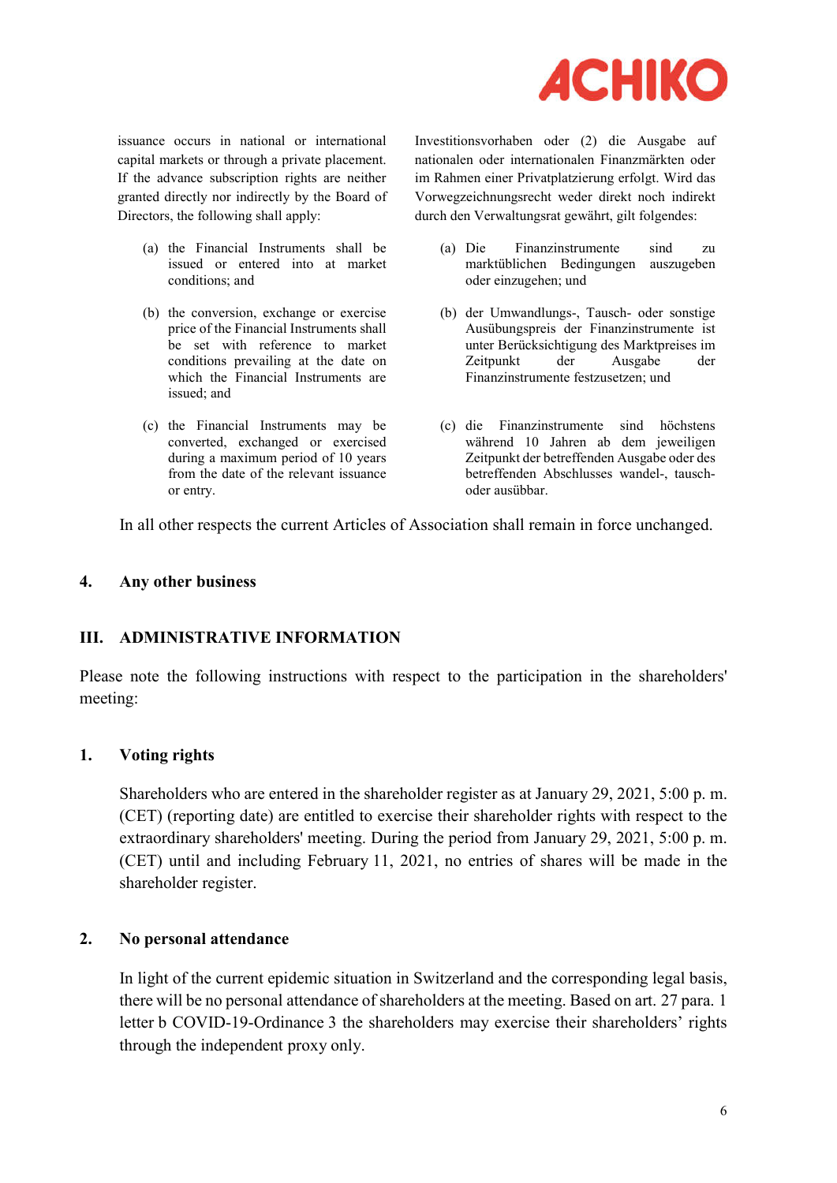issuance occurs in national or international capital markets or through a private placement. If the advance subscription rights are neither granted directly nor indirectly by the Board of Directors, the following shall apply:

(a) the Financial Instruments shall be issued or entered into at market conditions; and

(b) the conversion, exchange or exercise price of the Financial Instruments shall be set with reference to market conditions prevailing at the date on which the Financial Instruments are issued; and

(c) the Financial Instruments may be converted, exchanged or exercised during a maximum period of 10 years from the date of the relevant issuance or entry.

Investitionsvorhaben oder (2) die Ausgabe auf nationalen oder internationalen Finanzmärkten oder im Rahmen einer Privatplatzierung erfolgt. Wird das Vorwegzeichnungsrecht weder direkt noch indirekt durch den Verwaltungsrat gewährt, gilt folgendes:

(a) Die Finanzinstrumente sind zu marktüblichen Bedingungen auszugeben oder einzugehen; und

(b) der Umwandlungs-, Tausch- oder sonstige Ausübungspreis der Finanzinstrumente ist unter Berücksichtigung des Marktpreises im Zeitpunkt der Ausgabe der Finanzinstrumente festzusetzen; und

(c) die Finanzinstrumente sind höchstens während 10 Jahren ab dem jeweiligen Zeitpunkt der betreffenden Ausgabe oder des betreffenden Abschlusses wandel-, tausch- oder ausübbar.

In all other respects the current Articles of Association shall remain in force unchanged.

## 4. Any other business

## III. ADMINISTRATIVE INFORMATION

Please note the following instructions with respect to the participation in the shareholders' meeting:

### 1. Voting rights

Shareholders who are entered in the shareholder register as at January 29, 2021, 5:00 p. m. (CET) (reporting date) are entitled to exercise their shareholder rights with respect to the extraordinary shareholders' meeting. During the period from January 29, 2021, 5:00 p. m. (CET) until and including February 11, 2021, no entries of shares will be made in the shareholder register.

### 2. No personal attendance

In light of the current epidemic situation in Switzerland and the corresponding legal basis, there will be no personal attendance of shareholders at the meeting. Based on art. 27 para. 1 letter b COVID-19-Ordinance 3 the shareholders may exercise their shareholders' rights through the independent proxy only.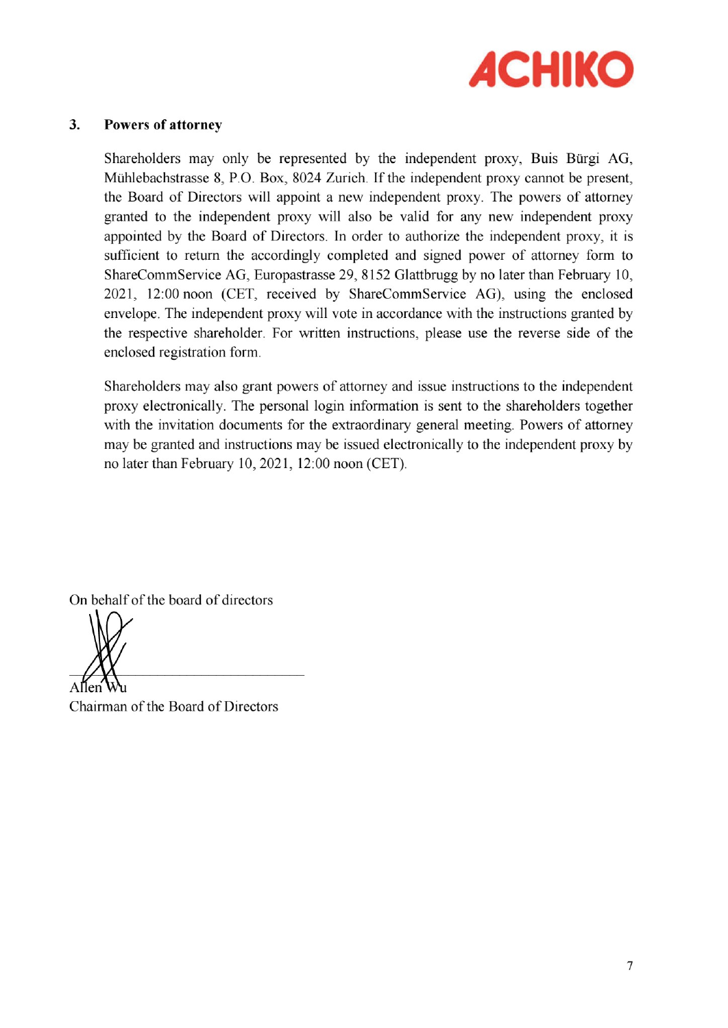### 3. Powers of attorney

Shareholders may only be represented by the independent proxy, Buis Bürgi AG, Mühlebachstrasse 8, P.O. Box, 8024 Zurich. If the independent proxy cannot be present, the Board of Directors will appoint a new independent proxy. The powers of attorney granted to the independent proxy will also be valid for any new independent proxy appointed by the Board of Directors. In order to authorize the independent proxy, it is sufficient to return the accordingly completed and signed power of attorney form to ShareCommService AG, Europastrasse 29, 8152 Glattbrugg by no later than February 10, 2021, 12:00 noon (CET, received by ShareCommService AG), using the enclosed envelope. The independent proxy will vote in accordance with the instructions granted by the respective shareholder. For written instructions, please use the reverse side of the enclosed registration form.

Shareholders may also grant powers of attorney and issue instructions to the independent proxy electronically. The personal login information is sent to the shareholders together with the invitation documents for the extraordinary general meeting. Powers of attorney may be granted and instructions may be issued electronically to the independent proxy by no later than February 10, 2021, 12:00 noon (CET).

On behalf of the board of directors

Allen Wu
Chairman of the Board of Directors